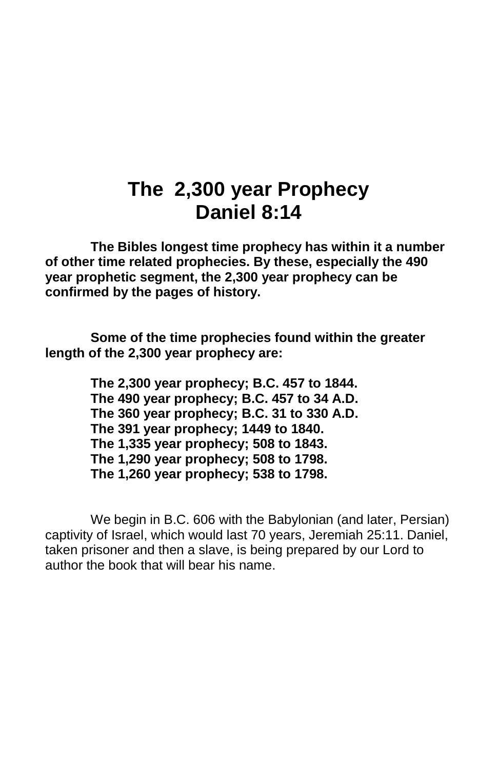# The 2,300 year Prophecy
# Daniel 8:14

**The Bibles longest time prophecy has within it a number of other time related prophecies. By these, especially the 490 year prophetic segment, the 2,300 year prophecy can be confirmed by the pages of history.**

**Some of the time prophecies found within the greater length of the 2,300 year prophecy are:**

**The 2,300 year prophecy; B.C. 457 to 1844.**
**The 490 year prophecy; B.C. 457 to 34 A.D.**
**The 360 year prophecy; B.C. 31 to 330 A.D.**
**The 391 year prophecy; 1449 to 1840.**
**The 1,335 year prophecy; 508 to 1843.**
**The 1,290 year prophecy; 508 to 1798.**
**The 1,260 year prophecy; 538 to 1798.**

We begin in B.C. 606 with the Babylonian (and later, Persian) captivity of Israel, which would last 70 years, Jeremiah 25:11. Daniel, taken prisoner and then a slave, is being prepared by our Lord to author the book that will bear his name.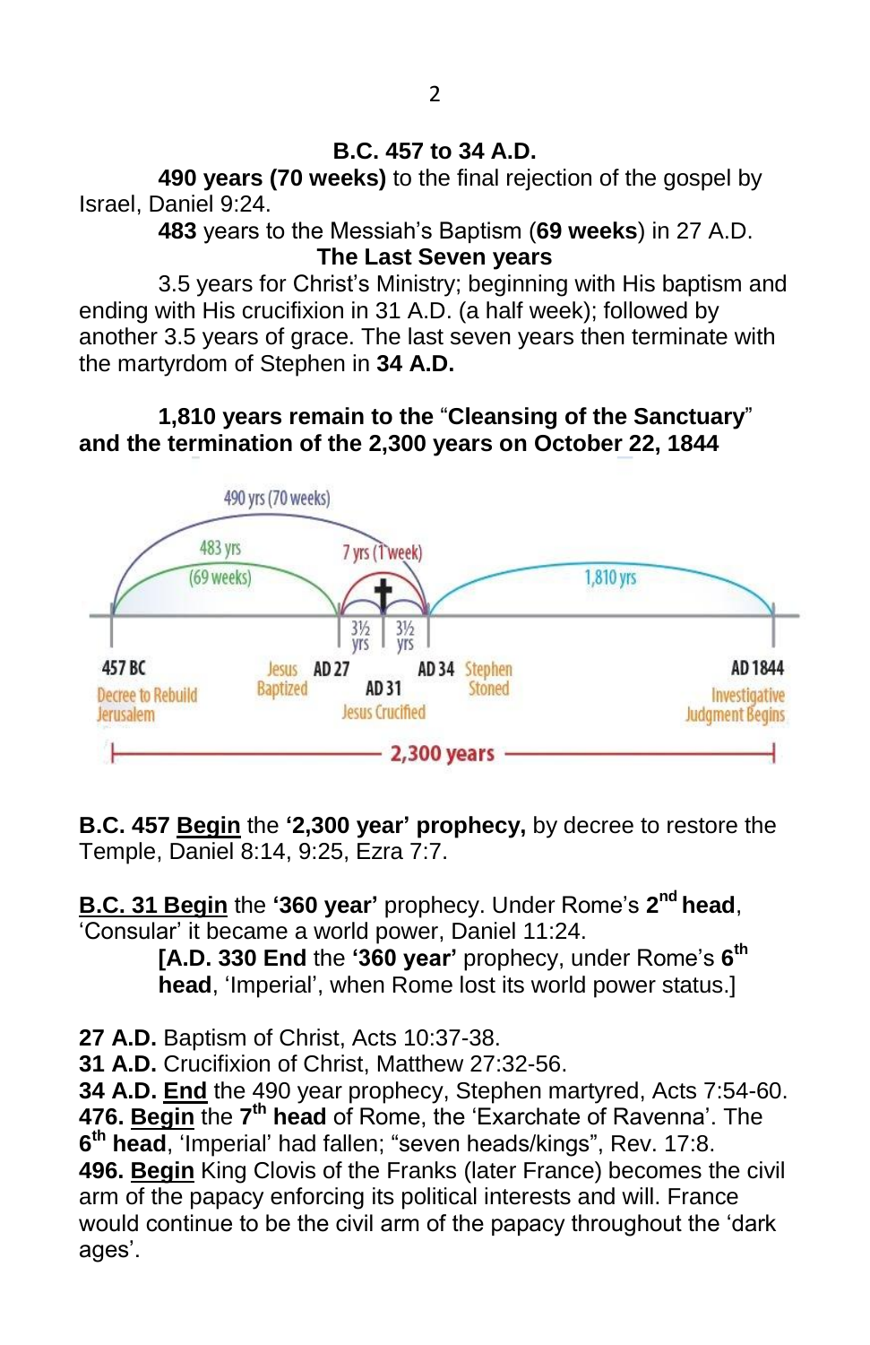**B.C. 457 to 34 A.D.**

**490 years (70 weeks)** to the final rejection of the gospel by Israel, Daniel 9:24.

**483** years to the Messiah's Baptism (**69 weeks**) in 27 A.D.

**The Last Seven years**

3.5 years for Christ's Ministry; beginning with His baptism and ending with His crucifixion in 31 A.D. (a half week); followed by another 3.5 years of grace. The last seven years then terminate with the martyrdom of Stephen in **34 A.D.**

**1,810 years remain to the "Cleansing of the Sanctuary" and the termination of the 2,300 years on October 22, 1844**

490 yrs (70 weeks)
483 yrs (69 weeks)
7 yrs (1 week)
1,810 yrs
3½ yrs
3½ yrs
457 BC Decree to Rebuild Jerusalem
Jesus Baptized AD 27
AD 31 Jesus Crucified
AD 34 Stephen Stoned
AD 1844 Investigative Judgment Begins
2,300 years

**B.C. 457 Begin** the **'2,300 year' prophecy,** by decree to restore the Temple, Daniel 8:14, 9:25, Ezra 7:7.

**B.C. 31 Begin** the **'360 year'** prophecy. Under Rome's **2nd head**, 'Consular' it became a world power, Daniel 11:24.

[**A.D. 330 End** the **'360 year'** prophecy, under Rome's **6th head**, 'Imperial', when Rome lost its world power status.]

**27 A.D.** Baptism of Christ, Acts 10:37-38.
**31 A.D.** Crucifixion of Christ, Matthew 27:32-56.
**34 A.D. End** the 490 year prophecy, Stephen martyred, Acts 7:54-60.
**476. Begin** the **7th head** of Rome, the 'Exarchate of Ravenna'. The **6th head**, 'Imperial' had fallen; "seven heads/kings", Rev. 17:8.
**496. Begin** King Clovis of the Franks (later France) becomes the civil arm of the papacy enforcing its political interests and will. France would continue to be the civil arm of the papacy throughout the 'dark ages'.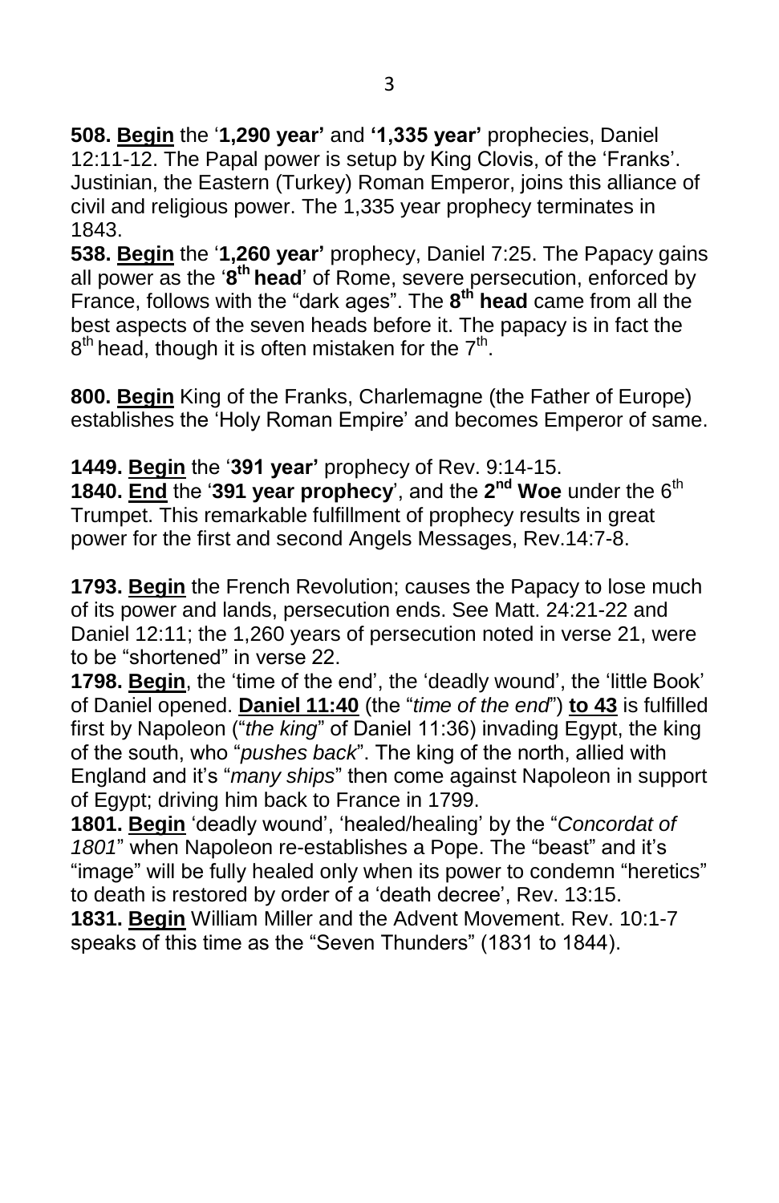**508. Begin** the '**1,290 year'** and **'1,335 year'** prophecies, Daniel 12:11-12. The Papal power is setup by King Clovis, of the 'Franks'. Justinian, the Eastern (Turkey) Roman Emperor, joins this alliance of civil and religious power. The 1,335 year prophecy terminates in 1843.

**538. Begin** the '**1,260 year'** prophecy, Daniel 7:25. The Papacy gains all power as the '**8th head**' of Rome, severe persecution, enforced by France, follows with the "dark ages". The **8th head** came from all the best aspects of the seven heads before it. The papacy is in fact the 8th head, though it is often mistaken for the 7th.

**800. Begin** King of the Franks, Charlemagne (the Father of Europe) establishes the 'Holy Roman Empire' and becomes Emperor of same.

**1449. Begin** the '**391 year'** prophecy of Rev. 9:14-15.
**1840. End** the '**391 year prophecy**', and the **2nd Woe** under the 6th Trumpet. This remarkable fulfillment of prophecy results in great power for the first and second Angels Messages, Rev.14:7-8.

**1793. Begin** the French Revolution; causes the Papacy to lose much of its power and lands, persecution ends. See Matt. 24:21-22 and Daniel 12:11; the 1,260 years of persecution noted in verse 21, were to be "shortened" in verse 22.
**1798. Begin**, the 'time of the end', the 'deadly wound', the 'little Book' of Daniel opened. **Daniel 11:40** (the "*time of the end*") **to 43** is fulfilled first by Napoleon ("*the king*" of Daniel 11:36) invading Egypt, the king of the south, who "*pushes back*". The king of the north, allied with England and it's "*many ships*" then come against Napoleon in support of Egypt; driving him back to France in 1799.
**1801. Begin** 'deadly wound', 'healed/healing' by the "*Concordat of 1801*" when Napoleon re-establishes a Pope. The "beast" and it's "image" will be fully healed only when its power to condemn "heretics" to death is restored by order of a 'death decree', Rev. 13:15.
**1831. Begin** William Miller and the Advent Movement. Rev. 10:1-7 speaks of this time as the "Seven Thunders" (1831 to 1844).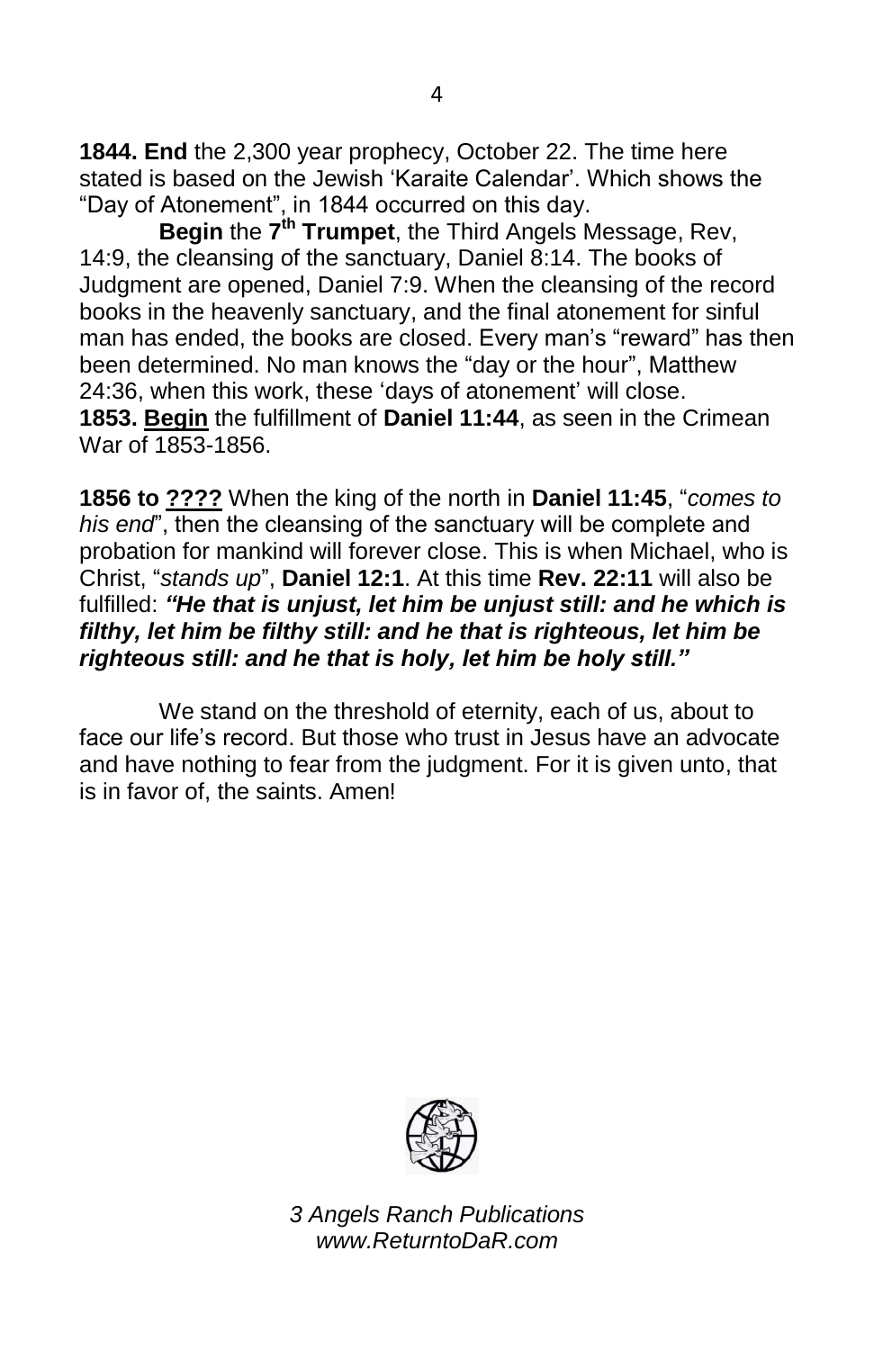**1844. End** the 2,300 year prophecy, October 22. The time here stated is based on the Jewish 'Karaite Calendar'. Which shows the "Day of Atonement", in 1844 occurred on this day.

**Begin** the **7th Trumpet**, the Third Angels Message, Rev, 14:9, the cleansing of the sanctuary, Daniel 8:14. The books of Judgment are opened, Daniel 7:9. When the cleansing of the record books in the heavenly sanctuary, and the final atonement for sinful man has ended, the books are closed. Every man's "reward" has then been determined. No man knows the "day or the hour", Matthew 24:36, when this work, these 'days of atonement' will close.

**1853. <u>Begin</u>** the fulfillment of **Daniel 11:44**, as seen in the Crimean War of 1853-1856.

**1856 to <u>????</u>** When the king of the north in **Daniel 11:45**, "*comes to his end*", then the cleansing of the sanctuary will be complete and probation for mankind will forever close. This is when Michael, who is Christ, "*stands up*", **Daniel 12:1**. At this time **Rev. 22:11** will also be fulfilled: ***"He that is unjust, let him be unjust still: and he which is filthy, let him be filthy still: and he that is righteous, let him be righteous still: and he that is holy, let him be holy still."***

We stand on the threshold of eternity, each of us, about to face our life's record. But those who trust in Jesus have an advocate and have nothing to fear from the judgment. For it is given unto, that is in favor of, the saints. Amen!

*3 Angels Ranch Publications*
*www.ReturntoDaR.com*